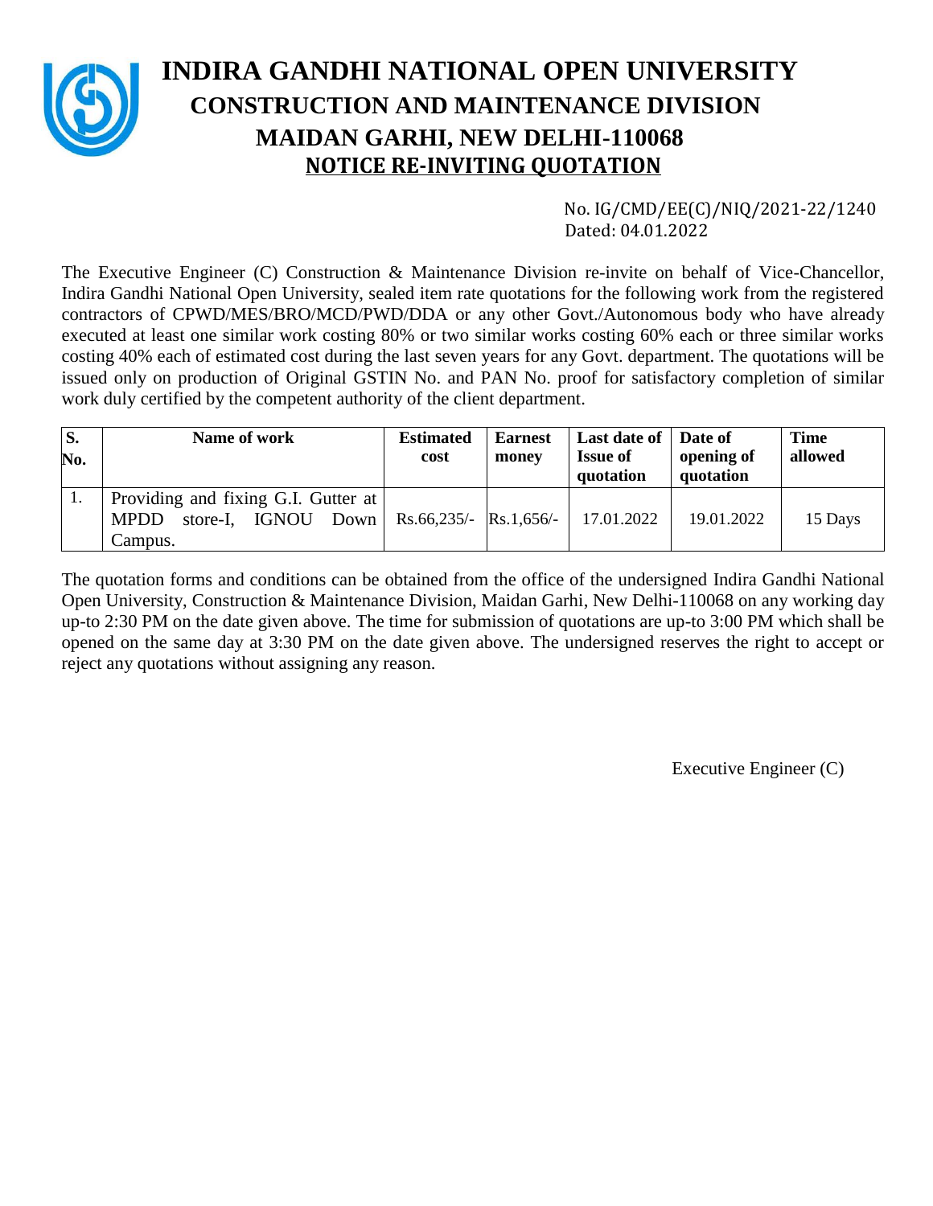# INDIRA GANDHI NATIONAL OPEN UNIVERSITY
## CONSTRUCTION AND MAINTENANCE DIVISION
## MAIDAN GARHI, NEW DELHI-110068
## NOTICE RE-INVITING QUOTATION

No. IG/CMD/EE(C)/NIQ/2021-22/1240
Dated: 04.01.2022

The Executive Engineer (C) Construction & Maintenance Division re-invite on behalf of Vice-Chancellor, Indira Gandhi National Open University, sealed item rate quotations for the following work from the registered contractors of CPWD/MES/BRO/MCD/PWD/DDA or any other Govt./Autonomous body who have already executed at least one similar work costing 80% or two similar works costing 60% each or three similar works costing 40% each of estimated cost during the last seven years for any Govt. department. The quotations will be issued only on production of Original GSTIN No. and PAN No. proof for satisfactory completion of similar work duly certified by the competent authority of the client department.

| S. No. | Name of work | Estimated cost | Earnest money | Last date of Issue of quotation | Date of opening of quotation | Time allowed |
|---|---|---|---|---|---|---|
| 1. | Providing and fixing G.I. Gutter at MPDD store-I, IGNOU Down Campus. | Rs.66,235/- | Rs.1,656/- | 17.01.2022 | 19.01.2022 | 15 Days |

The quotation forms and conditions can be obtained from the office of the undersigned Indira Gandhi National Open University, Construction & Maintenance Division, Maidan Garhi, New Delhi-110068 on any working day up-to 2:30 PM on the date given above. The time for submission of quotations are up-to 3:00 PM which shall be opened on the same day at 3:30 PM on the date given above. The undersigned reserves the right to accept or reject any quotations without assigning any reason.

Executive Engineer (C)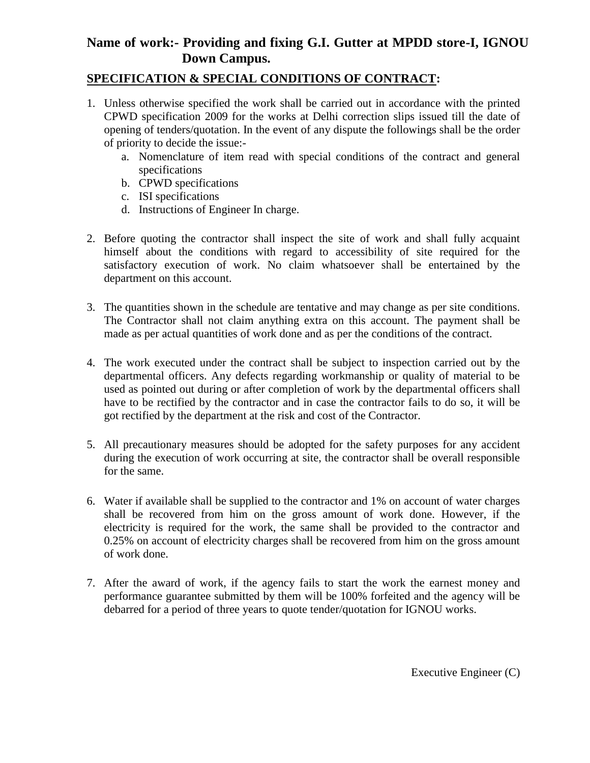**Name of work:- Providing and fixing G.I. Gutter at MPDD store-I, IGNOU Down Campus.**

**SPECIFICATION & SPECIAL CONDITIONS OF CONTRACT:**

1. Unless otherwise specified the work shall be carried out in accordance with the printed CPWD specification 2009 for the works at Delhi correction slips issued till the date of opening of tenders/quotation. In the event of any dispute the followings shall be the order of priority to decide the issue:-
   a. Nomenclature of item read with special conditions of the contract and general specifications
   b. CPWD specifications
   c. ISI specifications
   d. Instructions of Engineer In charge.

2. Before quoting the contractor shall inspect the site of work and shall fully acquaint himself about the conditions with regard to accessibility of site required for the satisfactory execution of work. No claim whatsoever shall be entertained by the department on this account.

3. The quantities shown in the schedule are tentative and may change as per site conditions. The Contractor shall not claim anything extra on this account. The payment shall be made as per actual quantities of work done and as per the conditions of the contract.

4. The work executed under the contract shall be subject to inspection carried out by the departmental officers. Any defects regarding workmanship or quality of material to be used as pointed out during or after completion of work by the departmental officers shall have to be rectified by the contractor and in case the contractor fails to do so, it will be got rectified by the department at the risk and cost of the Contractor.

5. All precautionary measures should be adopted for the safety purposes for any accident during the execution of work occurring at site, the contractor shall be overall responsible for the same.

6. Water if available shall be supplied to the contractor and 1% on account of water charges shall be recovered from him on the gross amount of work done. However, if the electricity is required for the work, the same shall be provided to the contractor and 0.25% on account of electricity charges shall be recovered from him on the gross amount of work done.

7. After the award of work, if the agency fails to start the work the earnest money and performance guarantee submitted by them will be 100% forfeited and the agency will be debarred for a period of three years to quote tender/quotation for IGNOU works.

Executive Engineer (C)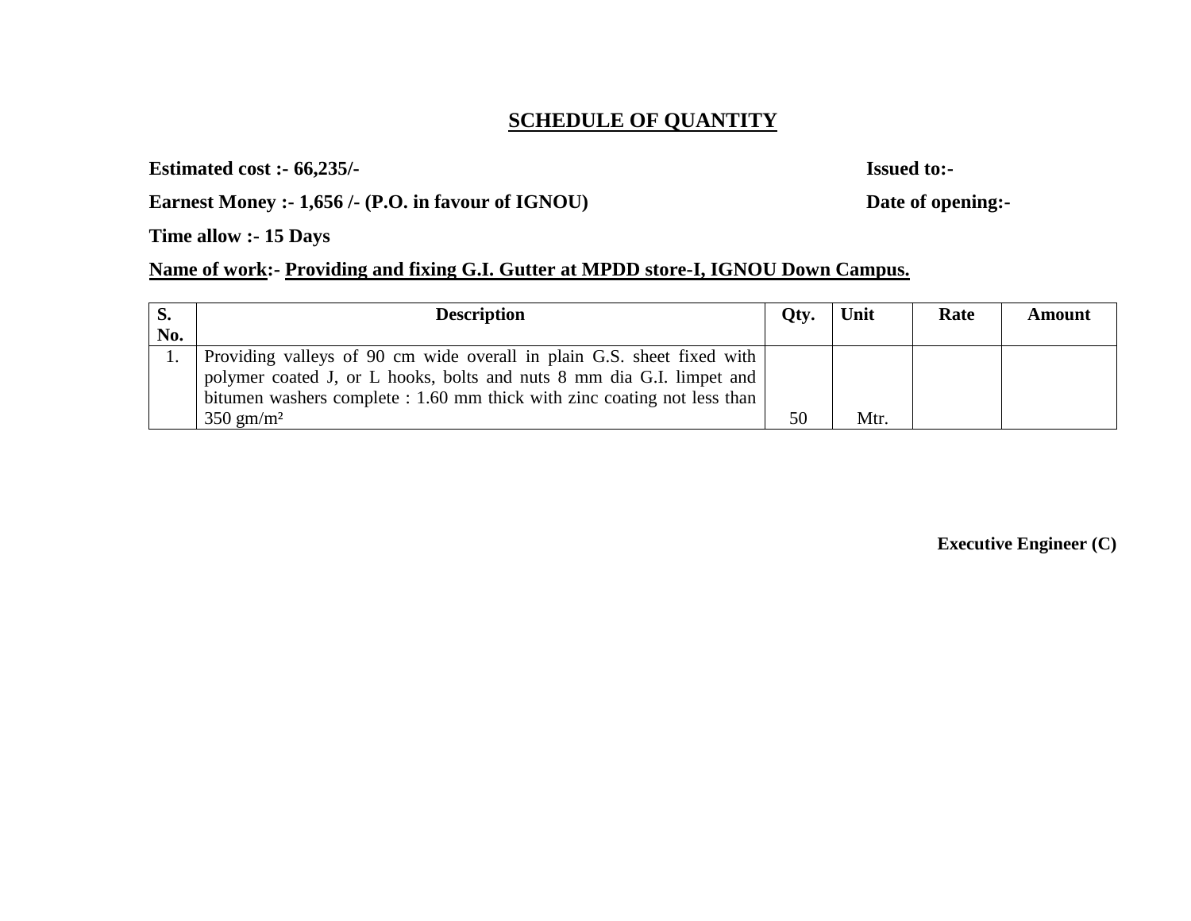## SCHEDULE OF QUANTITY

**Estimated cost :- 66,235/-**

**Issued to:-**

**Earnest Money :- 1,656 /- (P.O. in favour of IGNOU)**

**Date of opening:-**

**Time allow :- 15 Days**

**Name of work:- Providing and fixing G.I. Gutter at MPDD store-I, IGNOU Down Campus.**

| S. No. | Description | Qty. | Unit | Rate | Amount |
|---|---|---|---|---|---|
| 1. | Providing valleys of 90 cm wide overall in plain G.S. sheet fixed with polymer coated J, or L hooks, bolts and nuts 8 mm dia G.I. limpet and bitumen washers complete : 1.60 mm thick with zinc coating not less than 350 gm/m² | 50 | Mtr. | | |

**Executive Engineer (C)**